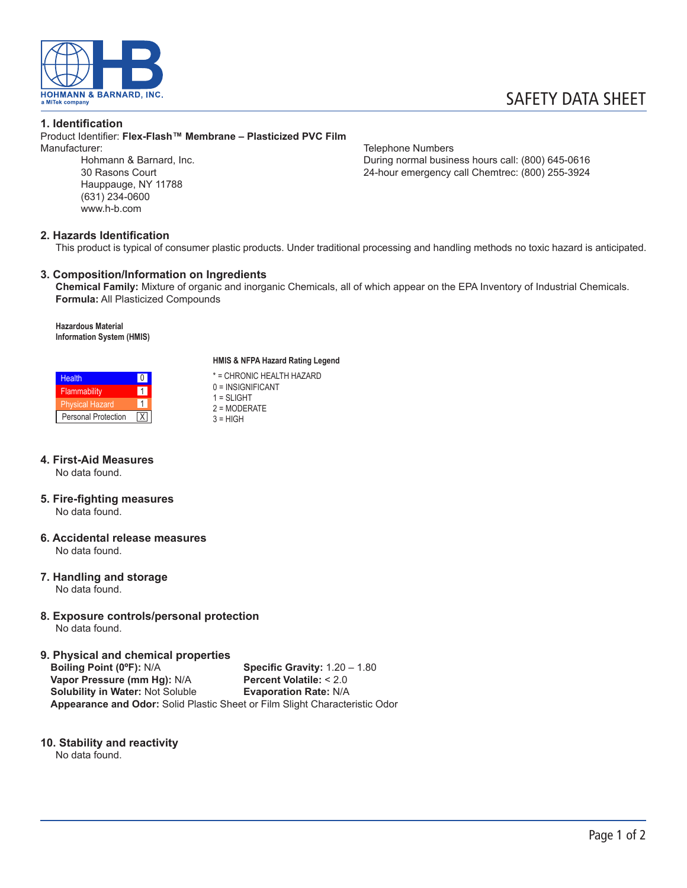HOHMANN & BARNARD, INC.
a MiTek company

# SAFETY DATA SHEET

## 1. Identification

Product Identifier: **Flex-Flash™ Membrane – Plasticized PVC Film**

Manufacturer:

Hohmann & Barnard, Inc.
30 Rasons Court
Hauppauge, NY 11788
(631) 234-0600
www.h-b.com

Telephone Numbers
During normal business hours call: (800) 645-0616
24-hour emergency call Chemtrec: (800) 255-3924

## 2. Hazards Identification

This product is typical of consumer plastic products. Under traditional processing and handling methods no toxic hazard is anticipated.

## 3. Composition/Information on Ingredients

**Chemical Family:** Mixture of organic and inorganic Chemicals, all of which appear on the EPA Inventory of Industrial Chemicals.
**Formula:** All Plasticized Compounds

**Hazardous Material Information System (HMIS)**

| Hazard | Rating |
|---|---|
| Health | 0 |
| Flammability | 1 |
| Physical Hazard | 1 |
| Personal Protection | X |

**HMIS & NFPA Hazard Rating Legend**

* = CHRONIC HEALTH HAZARD
0 = INSIGNIFICANT
1 = SLIGHT
2 = MODERATE
3 = HIGH

## 4. First-Aid Measures

No data found.

## 5. Fire-fighting measures

No data found.

## 6. Accidental release measures

No data found.

## 7. Handling and storage

No data found.

## 8. Exposure controls/personal protection

No data found.

## 9. Physical and chemical properties

**Boiling Point (0ºF):** N/A
**Vapor Pressure (mm Hg):** N/A
**Solubility in Water:** Not Soluble
**Specific Gravity:** 1.20 – 1.80
**Percent Volatile:** < 2.0
**Evaporation Rate:** N/A
**Appearance and Odor:** Solid Plastic Sheet or Film Slight Characteristic Odor

## 10. Stability and reactivity

No data found.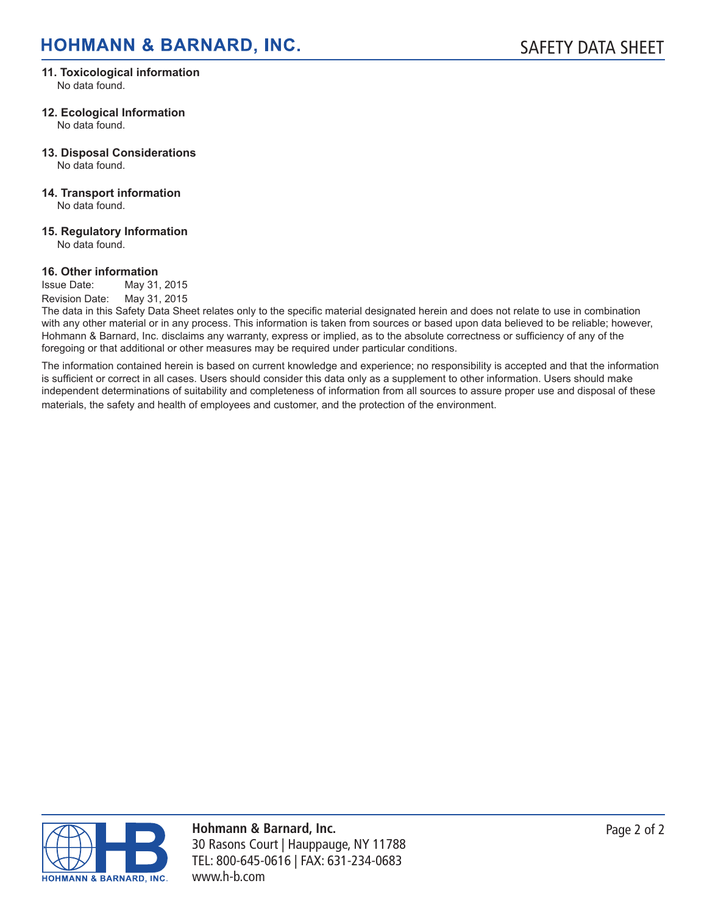## 11. Toxicological information

No data found.

## 12. Ecological Information

No data found.

## 13. Disposal Considerations

No data found.

## 14. Transport information

No data found.

## 15. Regulatory Information

No data found.

## 16. Other information

Issue Date: May 31, 2015

Revision Date: May 31, 2015

The data in this Safety Data Sheet relates only to the specific material designated herein and does not relate to use in combination with any other material or in any process. This information is taken from sources or based upon data believed to be reliable; however, Hohmann & Barnard, Inc. disclaims any warranty, express or implied, as to the absolute correctness or sufficiency of any of the foregoing or that additional or other measures may be required under particular conditions.

The information contained herein is based on current knowledge and experience; no responsibility is accepted and that the information is sufficient or correct in all cases. Users should consider this data only as a supplement to other information. Users should make independent determinations of suitability and completeness of information from all sources to assure proper use and disposal of these materials, the safety and health of employees and customer, and the protection of the environment.

**Hohmann & Barnard, Inc.**
30 Rasons Court | Hauppauge, NY 11788
TEL: 800-645-0616 | FAX: 631-234-0683
www.h-b.com